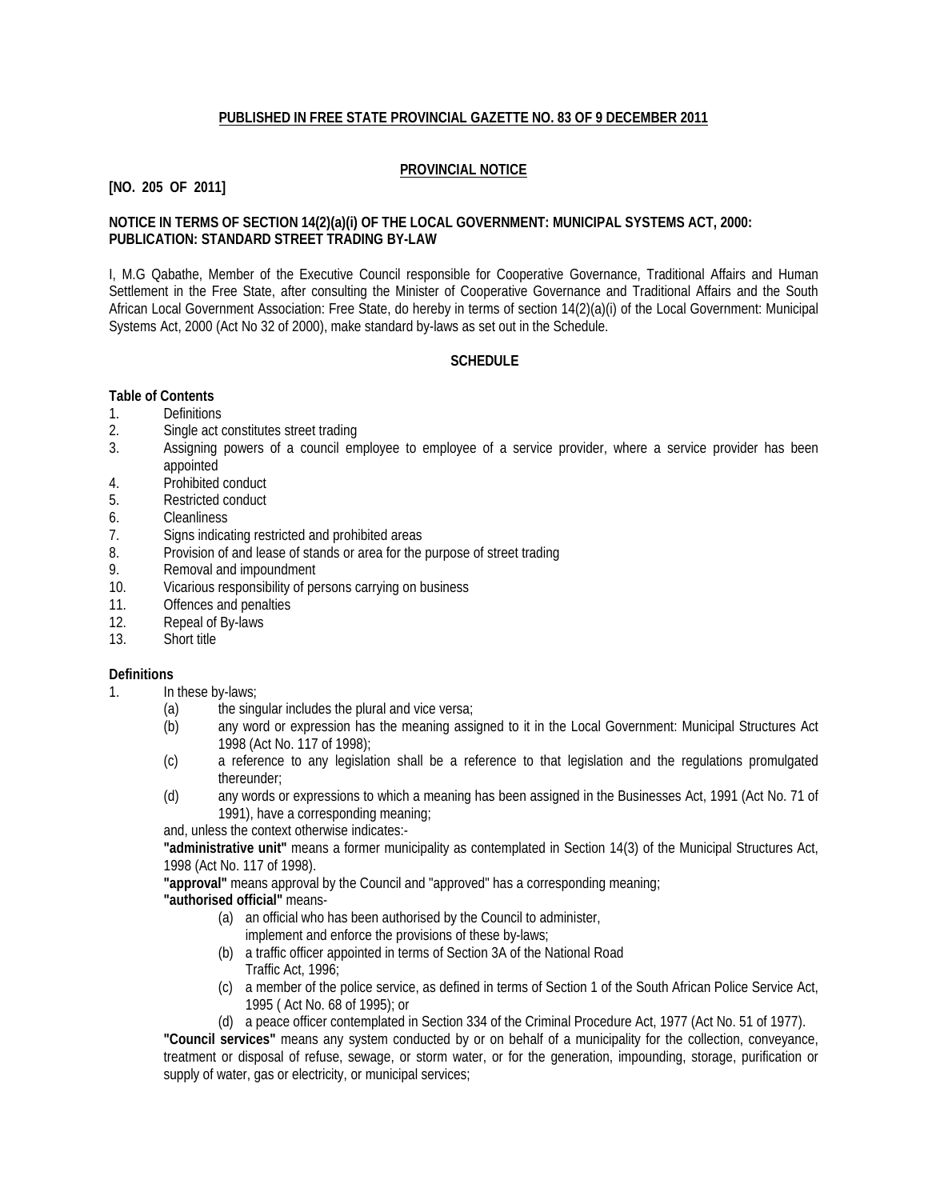**PUBLISHED IN FREE STATE PROVINCIAL GAZETTE NO. 83 OF 9 DECEMBER 2011**

**PROVINCIAL NOTICE**

**[NO. 205 OF 2011]**

**NOTICE IN TERMS OF SECTION 14(2)(a)(i) OF THE LOCAL GOVERNMENT: MUNICIPAL SYSTEMS ACT, 2000: PUBLICATION: STANDARD STREET TRADING BY-LAW**

I, M.G Qabathe, Member of the Executive Council responsible for Cooperative Governance, Traditional Affairs and Human Settlement in the Free State, after consulting the Minister of Cooperative Governance and Traditional Affairs and the South African Local Government Association: Free State, do hereby in terms of section 14(2)(a)(i) of the Local Government: Municipal Systems Act, 2000 (Act No 32 of 2000), make standard by-laws as set out in the Schedule.

**SCHEDULE**

**Table of Contents**

1. Definitions
2. Single act constitutes street trading
3. Assigning powers of a council employee to employee of a service provider, where a service provider has been appointed
4. Prohibited conduct
5. Restricted conduct
6. Cleanliness
7. Signs indicating restricted and prohibited areas
8. Provision of and lease of stands or area for the purpose of street trading
9. Removal and impoundment
10. Vicarious responsibility of persons carrying on business
11. Offences and penalties
12. Repeal of By-laws
13. Short title

**Definitions**

1. In these by-laws;
   - (a) the singular includes the plural and vice versa;
   - (b) any word or expression has the meaning assigned to it in the Local Government: Municipal Structures Act 1998 (Act No. 117 of 1998);
   - (c) a reference to any legislation shall be a reference to that legislation and the regulations promulgated thereunder;
   - (d) any words or expressions to which a meaning has been assigned in the Businesses Act, 1991 (Act No. 71 of 1991), have a corresponding meaning;

   and, unless the context otherwise indicates:-

   **"administrative unit"** means a former municipality as contemplated in Section 14(3) of the Municipal Structures Act, 1998 (Act No. 117 of 1998).

   **"approval"** means approval by the Council and "approved" has a corresponding meaning;

   **"authorised official"** means-

   - (a) an official who has been authorised by the Council to administer, implement and enforce the provisions of these by-laws;
   - (b) a traffic officer appointed in terms of Section 3A of the National Road Traffic Act, 1996;
   - (c) a member of the police service, as defined in terms of Section 1 of the South African Police Service Act, 1995 ( Act No. 68 of 1995); or
   - (d) a peace officer contemplated in Section 334 of the Criminal Procedure Act, 1977 (Act No. 51 of 1977).

   **"Council services"** means any system conducted by or on behalf of a municipality for the collection, conveyance, treatment or disposal of refuse, sewage, or storm water, or for the generation, impounding, storage, purification or supply of water, gas or electricity, or municipal services;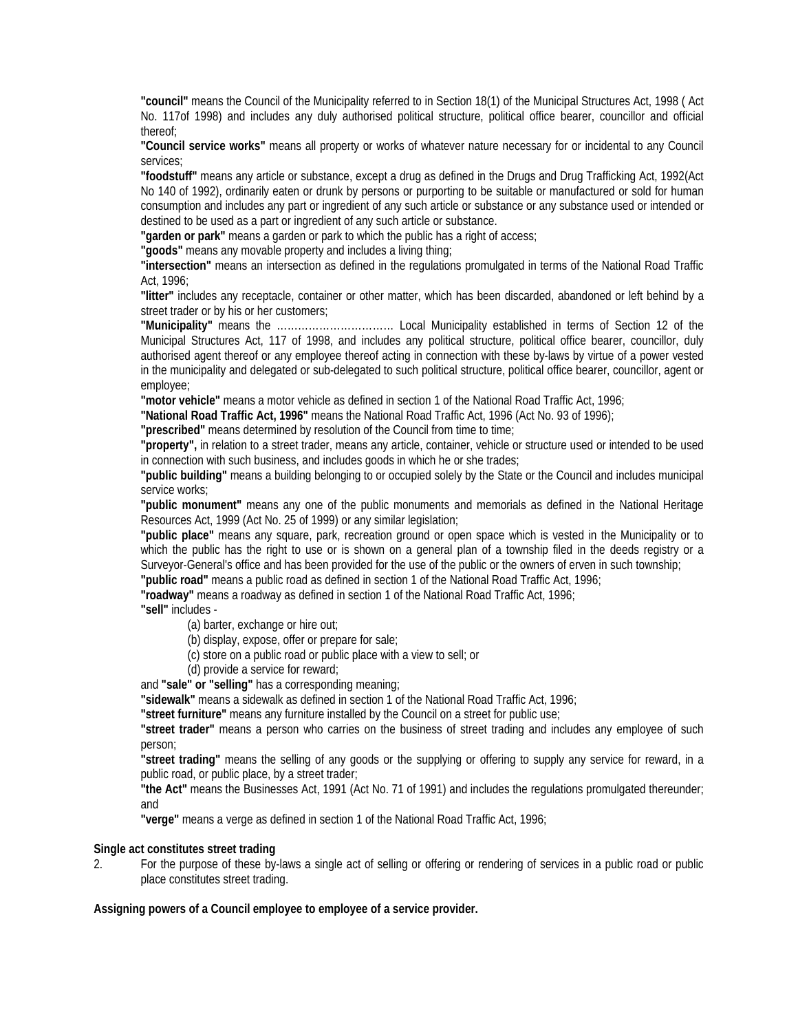**"council"** means the Council of the Municipality referred to in Section 18(1) of the Municipal Structures Act, 1998 ( Act No. 117of 1998) and includes any duly authorised political structure, political office bearer, councillor and official thereof;

**"Council service works"** means all property or works of whatever nature necessary for or incidental to any Council services;

**"foodstuff"** means any article or substance, except a drug as defined in the Drugs and Drug Trafficking Act, 1992(Act No 140 of 1992), ordinarily eaten or drunk by persons or purporting to be suitable or manufactured or sold for human consumption and includes any part or ingredient of any such article or substance or any substance used or intended or destined to be used as a part or ingredient of any such article or substance.

**"garden or park"** means a garden or park to which the public has a right of access;

**"goods"** means any movable property and includes a living thing;

**"intersection"** means an intersection as defined in the regulations promulgated in terms of the National Road Traffic Act, 1996;

**"litter"** includes any receptacle, container or other matter, which has been discarded, abandoned or left behind by a street trader or by his or her customers;

**"Municipality"** means the …………………………… Local Municipality established in terms of Section 12 of the Municipal Structures Act, 117 of 1998, and includes any political structure, political office bearer, councillor, duly authorised agent thereof or any employee thereof acting in connection with these by-laws by virtue of a power vested in the municipality and delegated or sub-delegated to such political structure, political office bearer, councillor, agent or employee;

**"motor vehicle"** means a motor vehicle as defined in section 1 of the National Road Traffic Act, 1996;

**"National Road Traffic Act, 1996"** means the National Road Traffic Act, 1996 (Act No. 93 of 1996);

**"prescribed"** means determined by resolution of the Council from time to time;

**"property",** in relation to a street trader, means any article, container, vehicle or structure used or intended to be used in connection with such business, and includes goods in which he or she trades;

**"public building"** means a building belonging to or occupied solely by the State or the Council and includes municipal service works;

**"public monument"** means any one of the public monuments and memorials as defined in the National Heritage Resources Act, 1999 (Act No. 25 of 1999) or any similar legislation;

**"public place"** means any square, park, recreation ground or open space which is vested in the Municipality or to which the public has the right to use or is shown on a general plan of a township filed in the deeds registry or a Surveyor-General's office and has been provided for the use of the public or the owners of erven in such township;

**"public road"** means a public road as defined in section 1 of the National Road Traffic Act, 1996;

**"roadway"** means a roadway as defined in section 1 of the National Road Traffic Act, 1996;

**"sell"** includes -

(a) barter, exchange or hire out;

(b) display, expose, offer or prepare for sale;

(c) store on a public road or public place with a view to sell; or

(d) provide a service for reward;

and **"sale" or "selling"** has a corresponding meaning;

**"sidewalk"** means a sidewalk as defined in section 1 of the National Road Traffic Act, 1996;

**"street furniture"** means any furniture installed by the Council on a street for public use;

**"street trader"** means a person who carries on the business of street trading and includes any employee of such person;

**"street trading"** means the selling of any goods or the supplying or offering to supply any service for reward, in a public road, or public place, by a street trader;

**"the Act"** means the Businesses Act, 1991 (Act No. 71 of 1991) and includes the regulations promulgated thereunder; and

**"verge"** means a verge as defined in section 1 of the National Road Traffic Act, 1996;

**Single act constitutes street trading**

2. For the purpose of these by-laws a single act of selling or offering or rendering of services in a public road or public place constitutes street trading.

**Assigning powers of a Council employee to employee of a service provider.**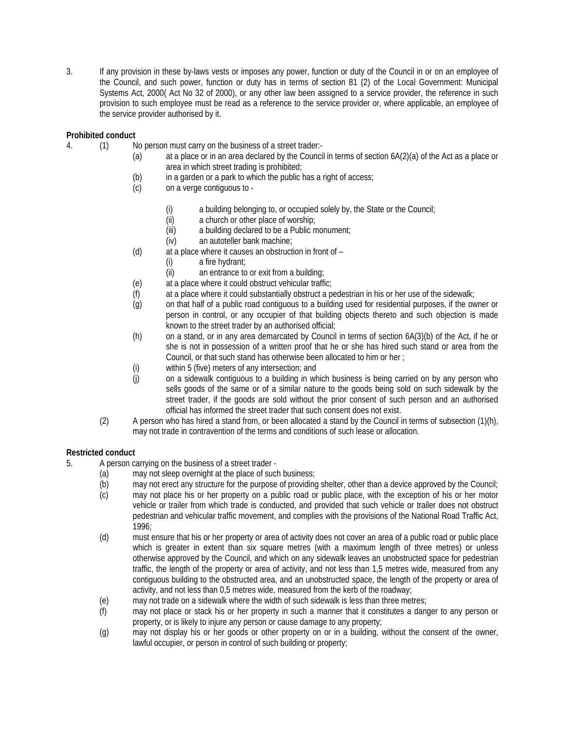3. If any provision in these by-laws vests or imposes any power, function or duty of the Council in or on an employee of the Council, and such power, function or duty has in terms of section 81 (2) of the Local Government: Municipal Systems Act, 2000( Act No 32 of 2000), or any other law been assigned to a service provider, the reference in such provision to such employee must be read as a reference to the service provider or, where applicable, an employee of the service provider authorised by it.

**Prohibited conduct**

4. (1) No person must carry on the business of a street trader:-

   (a) at a place or in an area declared by the Council in terms of section 6A(2)(a) of the Act as a place or area in which street trading is prohibited;

   (b) in a garden or a park to which the public has a right of access;

   (c) on a verge contiguous to -

      (i) a building belonging to, or occupied solely by, the State or the Council;

      (ii) a church or other place of worship;

      (iii) a building declared to be a Public monument;

      (iv) an autoteller bank machine;

   (d) at a place where it causes an obstruction in front of –

      (i) a fire hydrant;

      (ii) an entrance to or exit from a building;

   (e) at a place where it could obstruct vehicular traffic;

   (f) at a place where it could substantially obstruct a pedestrian in his or her use of the sidewalk;

   (g) on that half of a public road contiguous to a building used for residential purposes, if the owner or person in control, or any occupier of that building objects thereto and such objection is made known to the street trader by an authorised official;

   (h) on a stand, or in any area demarcated by Council in terms of section 6A(3)(b) of the Act, if he or she is not in possession of a written proof that he or she has hired such stand or area from the Council, or that such stand has otherwise been allocated to him or her ;

   (i) within 5 (five) meters of any intersection; and

   (j) on a sidewalk contiguous to a building in which business is being carried on by any person who sells goods of the same or of a similar nature to the goods being sold on such sidewalk by the street trader, if the goods are sold without the prior consent of such person and an authorised official has informed the street trader that such consent does not exist.

   (2) A person who has hired a stand from, or been allocated a stand by the Council in terms of subsection (1)(h), may not trade in contravention of the terms and conditions of such lease or allocation.

**Restricted conduct**

5. A person carrying on the business of a street trader -

   (a) may not sleep overnight at the place of such business;

   (b) may not erect any structure for the purpose of providing shelter, other than a device approved by the Council;

   (c) may not place his or her property on a public road or public place, with the exception of his or her motor vehicle or trailer from which trade is conducted, and provided that such vehicle or trailer does not obstruct pedestrian and vehicular traffic movement, and complies with the provisions of the National Road Traffic Act, 1996;

   (d) must ensure that his or her property or area of activity does not cover an area of a public road or public place which is greater in extent than six square metres (with a maximum length of three metres) or unless otherwise approved by the Council, and which on any sidewalk leaves an unobstructed space for pedestrian traffic, the length of the property or area of activity, and not less than 1,5 metres wide, measured from any contiguous building to the obstructed area, and an unobstructed space, the length of the property or area of activity, and not less than 0,5 metres wide, measured from the kerb of the roadway;

   (e) may not trade on a sidewalk where the width of such sidewalk is less than three metres;

   (f) may not place or stack his or her property in such a manner that it constitutes a danger to any person or property, or is likely to injure any person or cause damage to any property;

   (g) may not display his or her goods or other property on or in a building, without the consent of the owner, lawful occupier, or person in control of such building or property;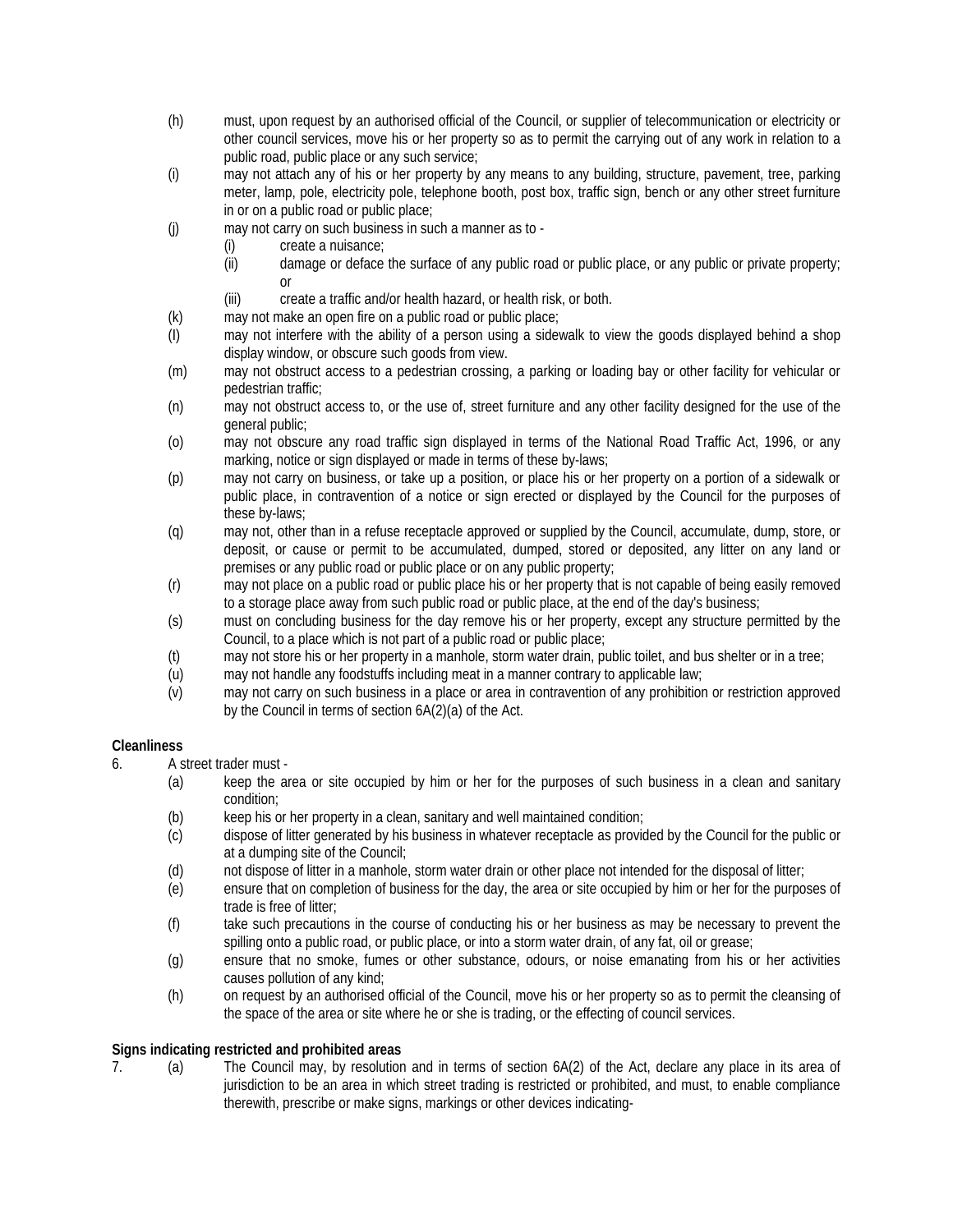(h) must, upon request by an authorised official of the Council, or supplier of telecommunication or electricity or other council services, move his or her property so as to permit the carrying out of any work in relation to a public road, public place or any such service;

(i) may not attach any of his or her property by any means to any building, structure, pavement, tree, parking meter, lamp, pole, electricity pole, telephone booth, post box, traffic sign, bench or any other street furniture in or on a public road or public place;

(j) may not carry on such business in such a manner as to -

  (i) create a nuisance;

  (ii) damage or deface the surface of any public road or public place, or any public or private property; or

  (iii) create a traffic and/or health hazard, or health risk, or both.

(k) may not make an open fire on a public road or public place;

(l) may not interfere with the ability of a person using a sidewalk to view the goods displayed behind a shop display window, or obscure such goods from view.

(m) may not obstruct access to a pedestrian crossing, a parking or loading bay or other facility for vehicular or pedestrian traffic;

(n) may not obstruct access to, or the use of, street furniture and any other facility designed for the use of the general public;

(o) may not obscure any road traffic sign displayed in terms of the National Road Traffic Act, 1996, or any marking, notice or sign displayed or made in terms of these by-laws;

(p) may not carry on business, or take up a position, or place his or her property on a portion of a sidewalk or public place, in contravention of a notice or sign erected or displayed by the Council for the purposes of these by-laws;

(q) may not, other than in a refuse receptacle approved or supplied by the Council, accumulate, dump, store, or deposit, or cause or permit to be accumulated, dumped, stored or deposited, any litter on any land or premises or any public road or public place or on any public property;

(r) may not place on a public road or public place his or her property that is not capable of being easily removed to a storage place away from such public road or public place, at the end of the day's business;

(s) must on concluding business for the day remove his or her property, except any structure permitted by the Council, to a place which is not part of a public road or public place;

(t) may not store his or her property in a manhole, storm water drain, public toilet, and bus shelter or in a tree;

(u) may not handle any foodstuffs including meat in a manner contrary to applicable law;

(v) may not carry on such business in a place or area in contravention of any prohibition or restriction approved by the Council in terms of section 6A(2)(a) of the Act.

**Cleanliness**

6. A street trader must -

(a) keep the area or site occupied by him or her for the purposes of such business in a clean and sanitary condition;

(b) keep his or her property in a clean, sanitary and well maintained condition;

(c) dispose of litter generated by his business in whatever receptacle as provided by the Council for the public or at a dumping site of the Council;

(d) not dispose of litter in a manhole, storm water drain or other place not intended for the disposal of litter;

(e) ensure that on completion of business for the day, the area or site occupied by him or her for the purposes of trade is free of litter;

(f) take such precautions in the course of conducting his or her business as may be necessary to prevent the spilling onto a public road, or public place, or into a storm water drain, of any fat, oil or grease;

(g) ensure that no smoke, fumes or other substance, odours, or noise emanating from his or her activities causes pollution of any kind;

(h) on request by an authorised official of the Council, move his or her property so as to permit the cleansing of the space of the area or site where he or she is trading, or the effecting of council services.

**Signs indicating restricted and prohibited areas**

7. (a) The Council may, by resolution and in terms of section 6A(2) of the Act, declare any place in its area of jurisdiction to be an area in which street trading is restricted or prohibited, and must, to enable compliance therewith, prescribe or make signs, markings or other devices indicating-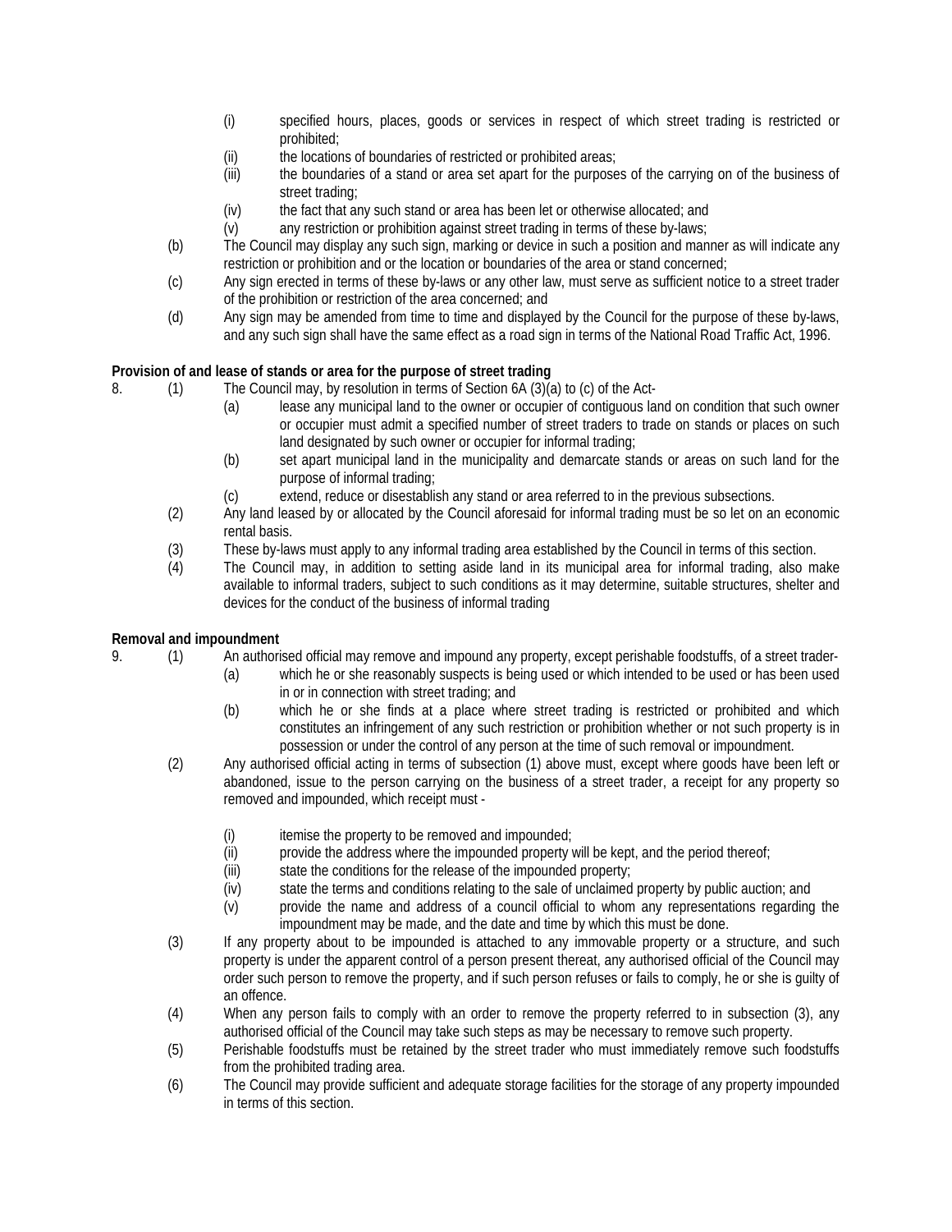(i) specified hours, places, goods or services in respect of which street trading is restricted or prohibited;
(ii) the locations of boundaries of restricted or prohibited areas;
(iii) the boundaries of a stand or area set apart for the purposes of the carrying on of the business of street trading;
(iv) the fact that any such stand or area has been let or otherwise allocated; and
(v) any restriction or prohibition against street trading in terms of these by-laws;

(b) The Council may display any such sign, marking or device in such a position and manner as will indicate any restriction or prohibition and or the location or boundaries of the area or stand concerned;

(c) Any sign erected in terms of these by-laws or any other law, must serve as sufficient notice to a street trader of the prohibition or restriction of the area concerned; and

(d) Any sign may be amended from time to time and displayed by the Council for the purpose of these by-laws, and any such sign shall have the same effect as a road sign in terms of the National Road Traffic Act, 1996.

**Provision of and lease of stands or area for the purpose of street trading**

8. (1) The Council may, by resolution in terms of Section 6A (3)(a) to (c) of the Act-
(a) lease any municipal land to the owner or occupier of contiguous land on condition that such owner or occupier must admit a specified number of street traders to trade on stands or places on such land designated by such owner or occupier for informal trading;
(b) set apart municipal land in the municipality and demarcate stands or areas on such land for the purpose of informal trading;
(c) extend, reduce or disestablish any stand or area referred to in the previous subsections.

(2) Any land leased by or allocated by the Council aforesaid for informal trading must be so let on an economic rental basis.

(3) These by-laws must apply to any informal trading area established by the Council in terms of this section.

(4) The Council may, in addition to setting aside land in its municipal area for informal trading, also make available to informal traders, subject to such conditions as it may determine, suitable structures, shelter and devices for the conduct of the business of informal trading

**Removal and impoundment**

9. (1) An authorised official may remove and impound any property, except perishable foodstuffs, of a street trader-
(a) which he or she reasonably suspects is being used or which intended to be used or has been used in or in connection with street trading; and
(b) which he or she finds at a place where street trading is restricted or prohibited and which constitutes an infringement of any such restriction or prohibition whether or not such property is in possession or under the control of any person at the time of such removal or impoundment.

(2) Any authorised official acting in terms of subsection (1) above must, except where goods have been left or abandoned, issue to the person carrying on the business of a street trader, a receipt for any property so removed and impounded, which receipt must -
(i) itemise the property to be removed and impounded;
(ii) provide the address where the impounded property will be kept, and the period thereof;
(iii) state the conditions for the release of the impounded property;
(iv) state the terms and conditions relating to the sale of unclaimed property by public auction; and
(v) provide the name and address of a council official to whom any representations regarding the impoundment may be made, and the date and time by which this must be done.

(3) If any property about to be impounded is attached to any immovable property or a structure, and such property is under the apparent control of a person present thereat, any authorised official of the Council may order such person to remove the property, and if such person refuses or fails to comply, he or she is guilty of an offence.

(4) When any person fails to comply with an order to remove the property referred to in subsection (3), any authorised official of the Council may take such steps as may be necessary to remove such property.

(5) Perishable foodstuffs must be retained by the street trader who must immediately remove such foodstuffs from the prohibited trading area.

(6) The Council may provide sufficient and adequate storage facilities for the storage of any property impounded in terms of this section.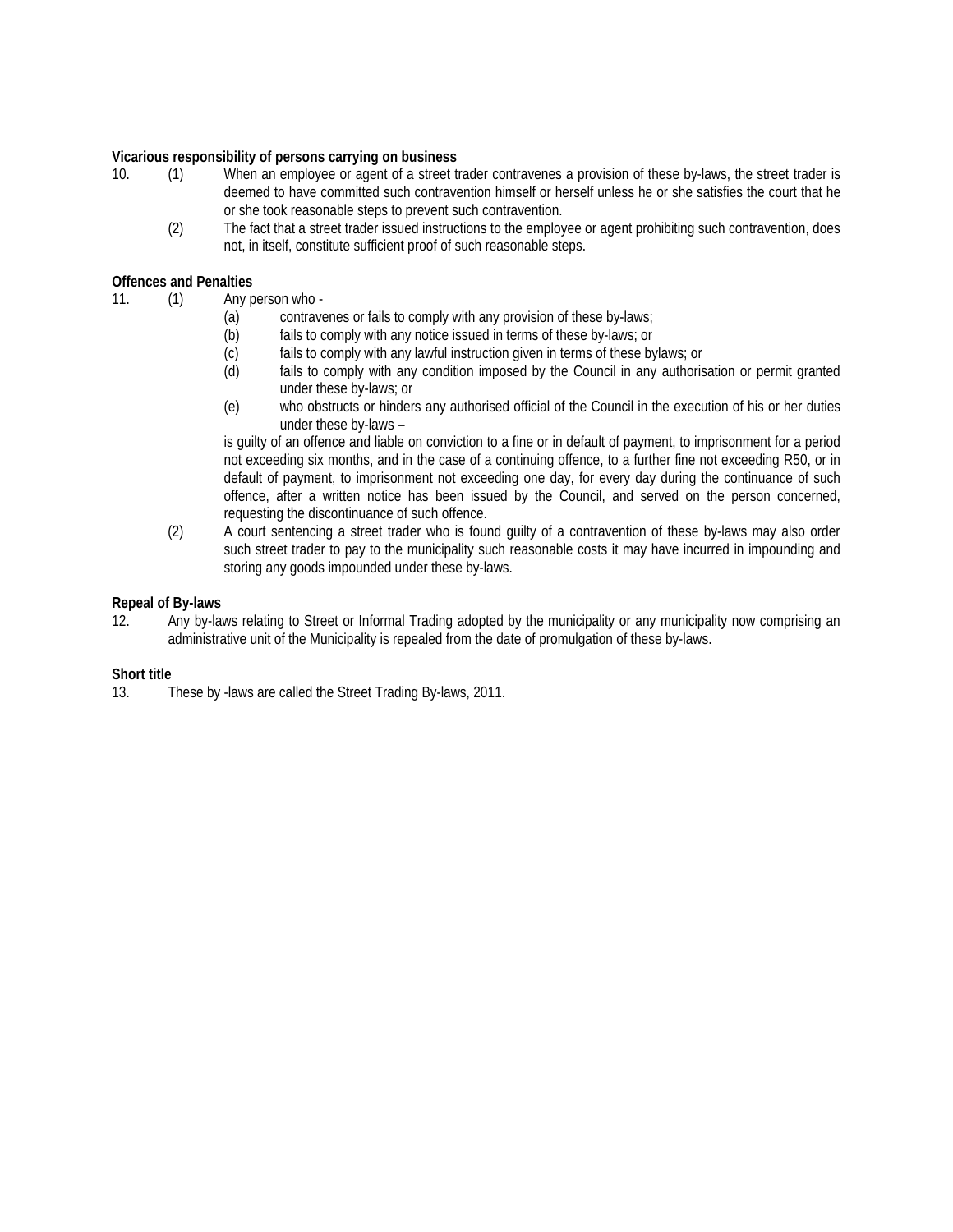**Vicarious responsibility of persons carrying on business**

10. (1) When an employee or agent of a street trader contravenes a provision of these by-laws, the street trader is deemed to have committed such contravention himself or herself unless he or she satisfies the court that he or she took reasonable steps to prevent such contravention.

(2) The fact that a street trader issued instructions to the employee or agent prohibiting such contravention, does not, in itself, constitute sufficient proof of such reasonable steps.

**Offences and Penalties**

11. (1) Any person who -

(a) contravenes or fails to comply with any provision of these by-laws;

(b) fails to comply with any notice issued in terms of these by-laws; or

(c) fails to comply with any lawful instruction given in terms of these bylaws; or

(d) fails to comply with any condition imposed by the Council in any authorisation or permit granted under these by-laws; or

(e) who obstructs or hinders any authorised official of the Council in the execution of his or her duties under these by-laws –

is guilty of an offence and liable on conviction to a fine or in default of payment, to imprisonment for a period not exceeding six months, and in the case of a continuing offence, to a further fine not exceeding R50, or in default of payment, to imprisonment not exceeding one day, for every day during the continuance of such offence, after a written notice has been issued by the Council, and served on the person concerned, requesting the discontinuance of such offence.

(2) A court sentencing a street trader who is found guilty of a contravention of these by-laws may also order such street trader to pay to the municipality such reasonable costs it may have incurred in impounding and storing any goods impounded under these by-laws.

**Repeal of By-laws**

12. Any by-laws relating to Street or Informal Trading adopted by the municipality or any municipality now comprising an administrative unit of the Municipality is repealed from the date of promulgation of these by-laws.

**Short title**

13. These by -laws are called the Street Trading By-laws, 2011.